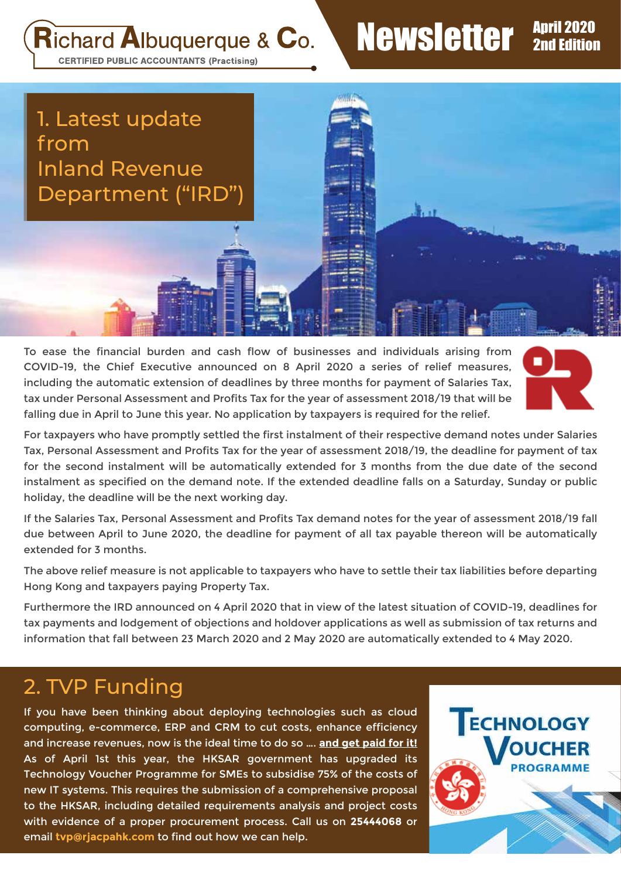Richard Albuquerque & Co.
CERTIFIED PUBLIC ACCOUNTANTS (Practising)

# Newsletter April 2020 2nd Edition

## 1. Latest update from Inland Revenue Department ("IRD")

To ease the financial burden and cash flow of businesses and individuals arising from COVID-19, the Chief Executive announced on 8 April 2020 a series of relief measures, including the automatic extension of deadlines by three months for payment of Salaries Tax, tax under Personal Assessment and Profits Tax for the year of assessment 2018/19 that will be falling due in April to June this year. No application by taxpayers is required for the relief.

For taxpayers who have promptly settled the first instalment of their respective demand notes under Salaries Tax, Personal Assessment and Profits Tax for the year of assessment 2018/19, the deadline for payment of tax for the second instalment will be automatically extended for 3 months from the due date of the second instalment as specified on the demand note. If the extended deadline falls on a Saturday, Sunday or public holiday, the deadline will be the next working day.

If the Salaries Tax, Personal Assessment and Profits Tax demand notes for the year of assessment 2018/19 fall due between April to June 2020, the deadline for payment of all tax payable thereon will be automatically extended for 3 months.

The above relief measure is not applicable to taxpayers who have to settle their tax liabilities before departing Hong Kong and taxpayers paying Property Tax.

Furthermore the IRD announced on 4 April 2020 that in view of the latest situation of COVID-19, deadlines for tax payments and lodgement of objections and holdover applications as well as submission of tax returns and information that fall between 23 March 2020 and 2 May 2020 are automatically extended to 4 May 2020.

## 2. TVP Funding

If you have been thinking about deploying technologies such as cloud computing, e-commerce, ERP and CRM to cut costs, enhance efficiency and increase revenues, now is the ideal time to do so .... **and get paid for it!** As of April 1st this year, the HKSAR government has upgraded its Technology Voucher Programme for SMEs to subsidise 75% of the costs of new IT systems. This requires the submission of a comprehensive proposal to the HKSAR, including detailed requirements analysis and project costs with evidence of a proper procurement process. Call us on **25444068** or email **tvp@rjacpahk.com** to find out how we can help.

TECHNOLOGY VOUCHER PROGRAMME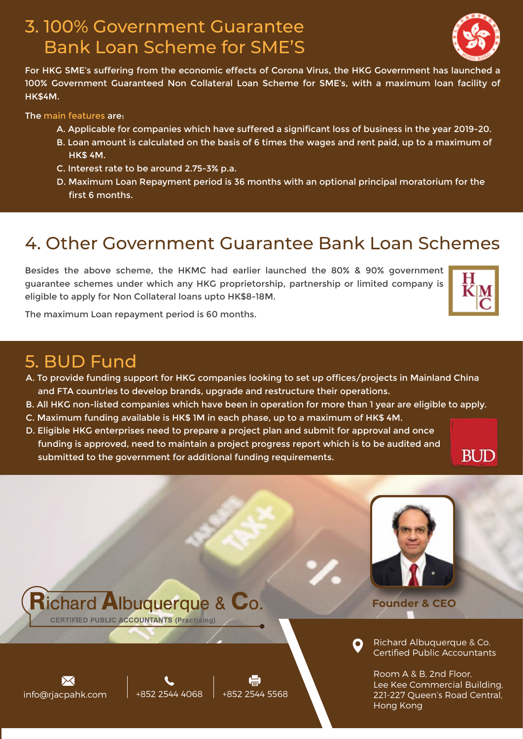## 3. 100% Government Guarantee Bank Loan Scheme for SME'S

For HKG SME's suffering from the economic effects of Corona Virus, the HKG Government has launched a 100% Government Guaranteed Non Collateral Loan Scheme for SME's, with a maximum loan facility of HK$4M.

The main features are:

A. Applicable for companies which have suffered a significant loss of business in the year 2019-20.
B. Loan amount is calculated on the basis of 6 times the wages and rent paid, up to a maximum of HK$ 4M.
C. Interest rate to be around 2.75-3% p.a.
D. Maximum Loan Repayment period is 36 months with an optional principal moratorium for the first 6 months.

## 4. Other Government Guarantee Bank Loan Schemes

Besides the above scheme, the HKMC had earlier launched the 80% & 90% government guarantee schemes under which any HKG proprietorship, partnership or limited company is eligible to apply for Non Collateral loans upto HK$8-18M.

The maximum Loan repayment period is 60 months.

## 5. BUD Fund

A. To provide funding support for HKG companies looking to set up offices/projects in Mainland China and FTA countries to develop brands, upgrade and restructure their operations.
B. All HKG non-listed companies which have been in operation for more than 1 year are eligible to apply.
C. Maximum funding available is HK$ 1M in each phase, up to a maximum of HK$ 4M.
D. Eligible HKG enterprises need to prepare a project plan and submit for approval and once funding is approved, need to maintain a project progress report which is to be audited and submitted to the government for additional funding requirements.

**Richard Albuquerque & Co.**
CERTIFIED PUBLIC ACCOUNTANTS (Practising)

**Founder & CEO**

info@rjacpahk.com | +852 2544 4068 | +852 2544 5568

Richard Albuquerque & Co.
Certified Public Accountants

Room A & B, 2nd Floor,
Lee Kee Commercial Building,
221-227 Queen's Road Central,
Hong Kong